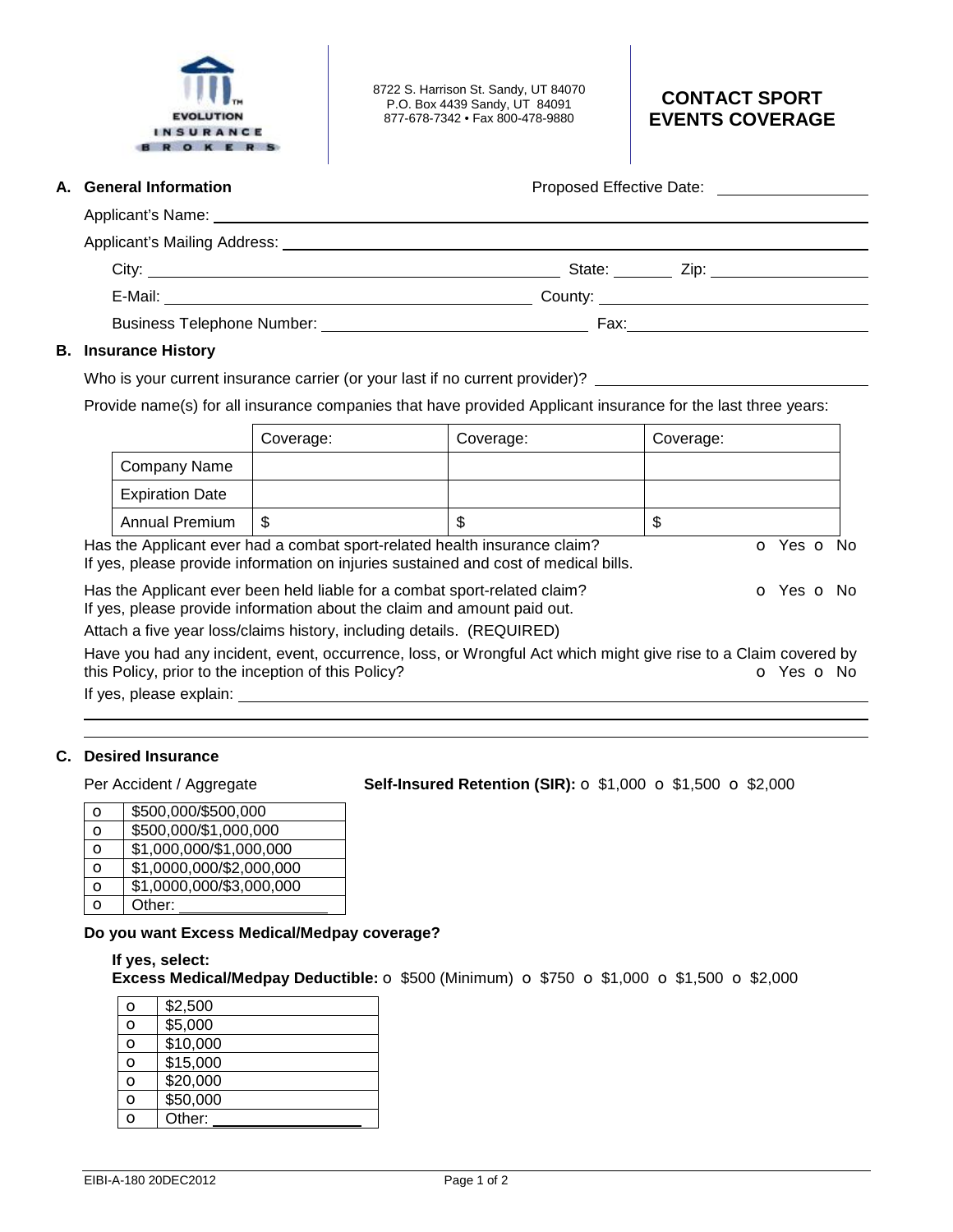EVOLUTION INSURANCE BROKERS

8722 S. Harrison St. Sandy, UT 84070
P.O. Box 4439 Sandy, UT 84091
877-678-7342 • Fax 800-478-9880

# CONTACT SPORT EVENTS COVERAGE

## A. General Information

Proposed Effective Date: ____________________

Applicant's Name: ____________________

Applicant's Mailing Address: ____________________

City: ____________________ State: ________ Zip: ____________________

E-Mail: ____________________ County: ____________________

Business Telephone Number: ____________________ Fax: ____________________

## B. Insurance History

Who is your current insurance carrier (or your last if no current provider)? ____________________

Provide name(s) for all insurance companies that have provided Applicant insurance for the last three years:

| | Coverage: | Coverage: | Coverage: |
|---|---|---|---|
| Company Name | | | |
| Expiration Date | | | |
| Annual Premium | $ | $ | $ |

Has the Applicant ever had a combat sport-related health insurance claim? o Yes o No
If yes, please provide information on injuries sustained and cost of medical bills.

Has the Applicant ever been held liable for a combat sport-related claim? o Yes o No
If yes, please provide information about the claim and amount paid out.

Attach a five year loss/claims history, including details. (REQUIRED)

Have you had any incident, event, occurrence, loss, or Wrongful Act which might give rise to a Claim covered by this Policy, prior to the inception of this Policy? o Yes o No

If yes, please explain: ____________________

## C. Desired Insurance

Per Accident / Aggregate

| | |
|---|---|
| o | $500,000/$500,000 |
| o | $500,000/$1,000,000 |
| o | $1,000,000/$1,000,000 |
| o | $1,0000,000/$2,000,000 |
| o | $1,0000,000/$3,000,000 |
| o | Other: ____________ |

**Self-Insured Retention (SIR):** o $1,000 o $1,500 o $2,000

**Do you want Excess Medical/Medpay coverage?**

**If yes, select:**
**Excess Medical/Medpay Deductible:** o $500 (Minimum) o $750 o $1,000 o $1,500 o $2,000

| | |
|---|---|
| o | $2,500 |
| o | $5,000 |
| o | $10,000 |
| o | $15,000 |
| o | $20,000 |
| o | $50,000 |
| o | Other: ____________ |

EIBI-A-180 20DEC2012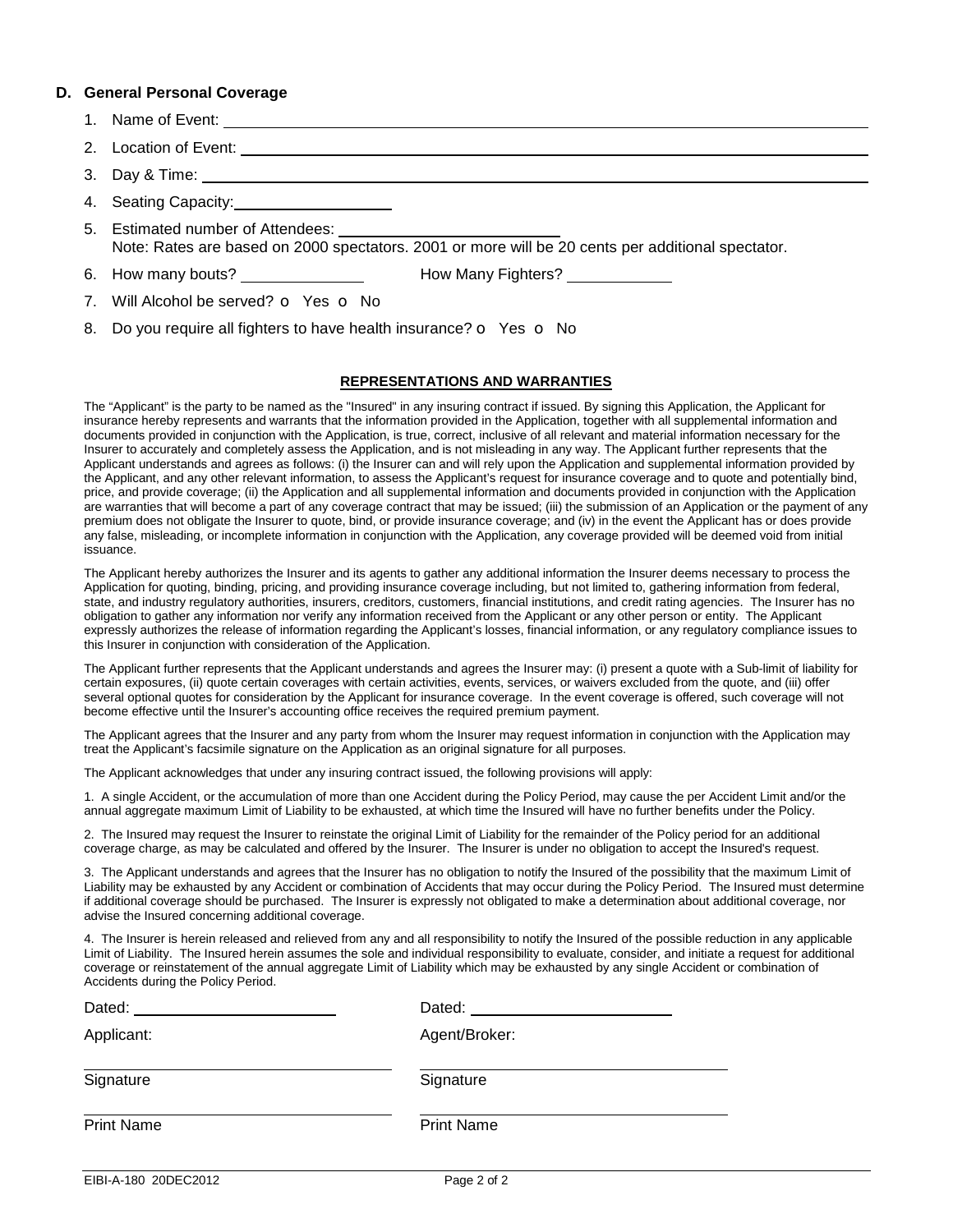### D. General Personal Coverage

1. Name of Event: \_\_\_\_\_\_\_\_\_\_\_\_\_\_\_\_\_\_\_\_\_\_\_\_\_\_\_\_\_\_\_\_\_\_\_\_\_\_\_\_
2. Location of Event: \_\_\_\_\_\_\_\_\_\_\_\_\_\_\_\_\_\_\_\_\_\_\_\_\_\_\_\_\_\_\_\_\_\_\_\_\_\_\_\_
3. Day & Time: \_\_\_\_\_\_\_\_\_\_\_\_\_\_\_\_\_\_\_\_\_\_\_\_\_\_\_\_\_\_\_\_\_\_\_\_\_\_\_\_
4. Seating Capacity: \_\_\_\_\_\_\_\_\_\_\_\_\_\_\_\_\_\_
5. Estimated number of Attendees: \_\_\_\_\_\_\_\_\_\_\_\_\_\_\_\_\_\_\_\_\_\_\_\_
   Note: Rates are based on 2000 spectators. 2001 or more will be 20 cents per additional spectator.
6. How many bouts? \_\_\_\_\_\_\_\_\_\_\_\_\_\_ How Many Fighters? \_\_\_\_\_\_\_\_\_\_\_\_
7. Will Alcohol be served? o Yes o No
8. Do you require all fighters to have health insurance? o Yes o No

**REPRESENTATIONS AND WARRANTIES**

The "Applicant" is the party to be named as the "Insured" in any insuring contract if issued. By signing this Application, the Applicant for insurance hereby represents and warrants that the information provided in the Application, together with all supplemental information and documents provided in conjunction with the Application, is true, correct, inclusive of all relevant and material information necessary for the Insurer to accurately and completely assess the Application, and is not misleading in any way. The Applicant further represents that the Applicant understands and agrees as follows: (i) the Insurer can and will rely upon the Application and supplemental information provided by the Applicant, and any other relevant information, to assess the Applicant's request for insurance coverage and to quote and potentially bind, price, and provide coverage; (ii) the Application and all supplemental information and documents provided in conjunction with the Application are warranties that will become a part of any coverage contract that may be issued; (iii) the submission of an Application or the payment of any premium does not obligate the Insurer to quote, bind, or provide insurance coverage; and (iv) in the event the Applicant has or does provide any false, misleading, or incomplete information in conjunction with the Application, any coverage provided will be deemed void from initial issuance.

The Applicant hereby authorizes the Insurer and its agents to gather any additional information the Insurer deems necessary to process the Application for quoting, binding, pricing, and providing insurance coverage including, but not limited to, gathering information from federal, state, and industry regulatory authorities, insurers, creditors, customers, financial institutions, and credit rating agencies. The Insurer has no obligation to gather any information nor verify any information received from the Applicant or any other person or entity. The Applicant expressly authorizes the release of information regarding the Applicant's losses, financial information, or any regulatory compliance issues to this Insurer in conjunction with consideration of the Application.

The Applicant further represents that the Applicant understands and agrees the Insurer may: (i) present a quote with a Sub-limit of liability for certain exposures, (ii) quote certain coverages with certain activities, events, services, or waivers excluded from the quote, and (iii) offer several optional quotes for consideration by the Applicant for insurance coverage. In the event coverage is offered, such coverage will not become effective until the Insurer's accounting office receives the required premium payment.

The Applicant agrees that the Insurer and any party from whom the Insurer may request information in conjunction with the Application may treat the Applicant's facsimile signature on the Application as an original signature for all purposes.

The Applicant acknowledges that under any insuring contract issued, the following provisions will apply:

1. A single Accident, or the accumulation of more than one Accident during the Policy Period, may cause the per Accident Limit and/or the annual aggregate maximum Limit of Liability to be exhausted, at which time the Insured will have no further benefits under the Policy.

2. The Insured may request the Insurer to reinstate the original Limit of Liability for the remainder of the Policy period for an additional coverage charge, as may be calculated and offered by the Insurer. The Insurer is under no obligation to accept the Insured's request.

3. The Applicant understands and agrees that the Insurer has no obligation to notify the Insured of the possibility that the maximum Limit of Liability may be exhausted by any Accident or combination of Accidents that may occur during the Policy Period. The Insured must determine if additional coverage should be purchased. The Insurer is expressly not obligated to make a determination about additional coverage, nor advise the Insured concerning additional coverage.

4. The Insurer is herein released and relieved from any and all responsibility to notify the Insured of the possible reduction in any applicable Limit of Liability. The Insured herein assumes the sole and individual responsibility to evaluate, consider, and initiate a request for additional coverage or reinstatement of the annual aggregate Limit of Liability which may be exhausted by any single Accident or combination of Accidents during the Policy Period.

| | |
|---|---|
| Dated: \_\_\_\_\_\_\_\_\_\_\_\_\_\_\_\_\_\_\_\_ | Dated: \_\_\_\_\_\_\_\_\_\_\_\_\_\_\_\_\_\_\_\_ |
| Applicant: | Agent/Broker: |
| \_\_\_\_\_\_\_\_\_\_\_\_\_\_\_\_\_\_\_\_\_\_\_\_ Signature | \_\_\_\_\_\_\_\_\_\_\_\_\_\_\_\_\_\_\_\_\_\_\_\_ Signature |
| \_\_\_\_\_\_\_\_\_\_\_\_\_\_\_\_\_\_\_\_\_\_\_\_ Print Name | \_\_\_\_\_\_\_\_\_\_\_\_\_\_\_\_\_\_\_\_\_\_\_\_ Print Name |

EIBI-A-180 20DEC2012